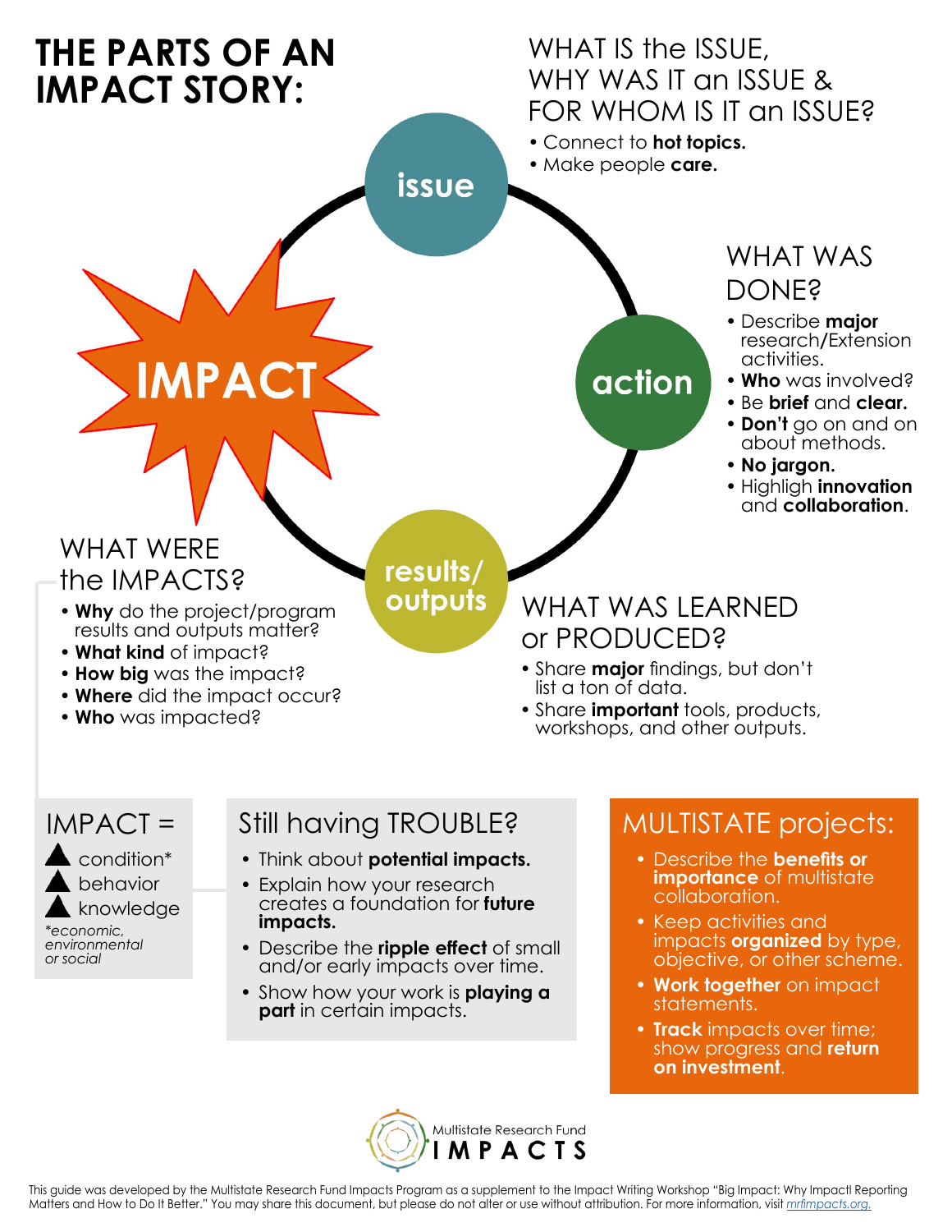# THE PARTS OF AN IMPACT STORY:

## issue

### WHAT IS the ISSUE, WHY WAS IT an ISSUE & FOR WHOM IS IT an ISSUE?

- Connect to **hot topics.**
- Make people **care.**

## action

### WHAT WAS DONE?

- Describe **major** research/Extension activities.
- **Who** was involved?
- Be **brief** and **clear.**
- **Don't** go on and on about methods.
- **No jargon.**
- Highligh **innovation** and **collaboration**.

## results/outputs

### WHAT WAS LEARNED or PRODUCED?

- Share **major** findings, but don't list a ton of data.
- Share **important** tools, products, workshops, and other outputs.

## IMPACT

### WHAT WERE the IMPACTS?

- **Why** do the project/program results and outputs matter?
- **What kind** of impact?
- **How big** was the impact?
- **Where** did the impact occur?
- **Who** was impacted?

### IMPACT =

- ▲ condition*
- ▲ behavior
- ▲ knowledge

*\*economic, environmental or social*

### Still having TROUBLE?

- Think about **potential impacts.**
- Explain how your research creates a foundation for **future impacts.**
- Describe the **ripple effect** of small and/or early impacts over time.
- Show how your work is **playing a part** in certain impacts.

### MULTISTATE projects:

- Describe the **benefits or importance** of multistate collaboration.
- Keep activities and impacts **organized** by type, objective, or other scheme.
- **Work together** on impact statements.
- **Track** impacts over time; show progress and **return on investment**.

Multistate Research Fund IMPACTS

This guide was developed by the Multistate Research Fund Impacts Program as a supplement to the Impact Writing Workshop "Big Impact: Why Impact! Reporting Matters and How to Do It Better." You may share this document, but please do not alter or use without attribution. For more information, visit mrfimpacts.org.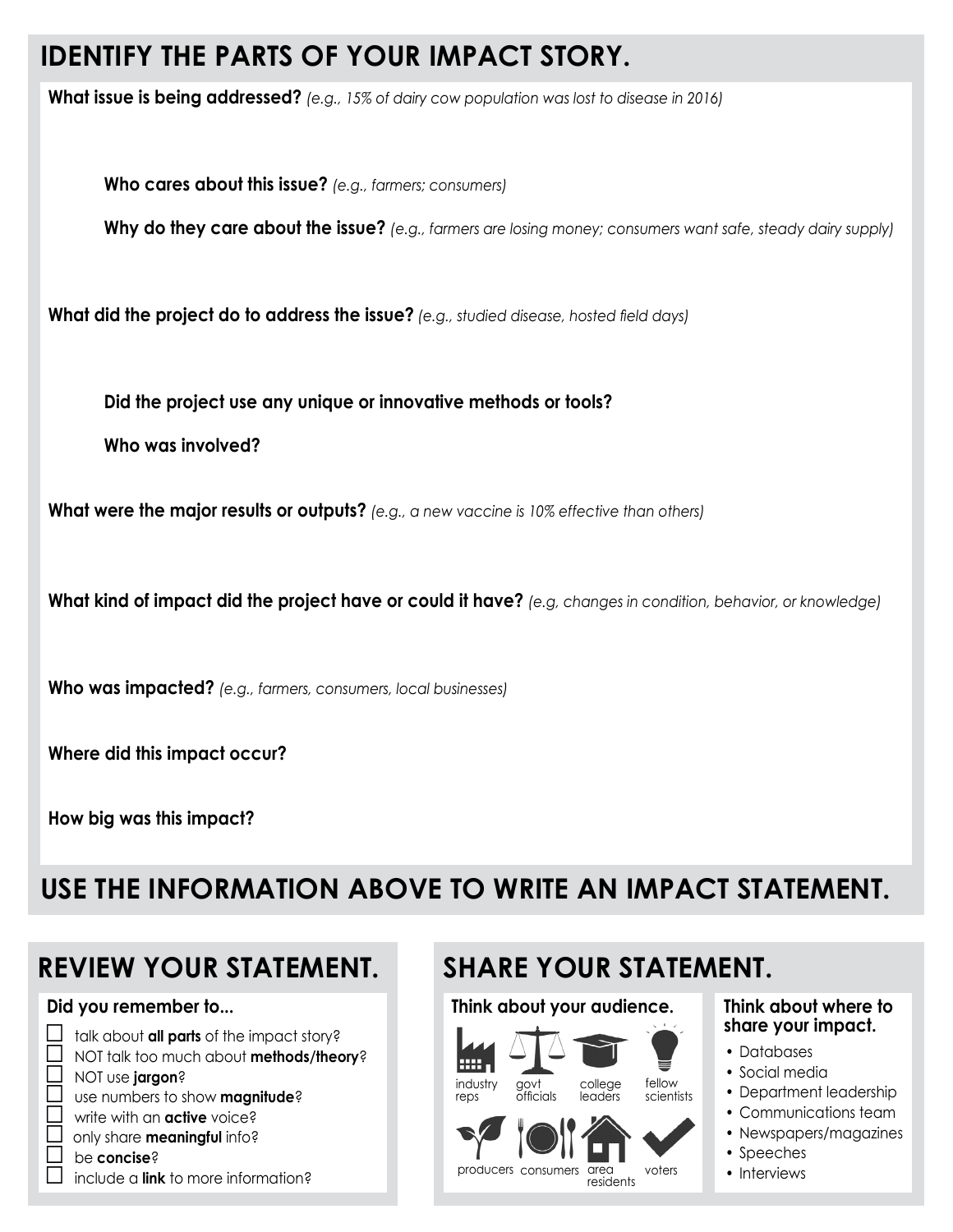## IDENTIFY THE PARTS OF YOUR IMPACT STORY.

**What issue is being addressed?** *(e.g., 15% of dairy cow population was lost to disease in 2016)*

**Who cares about this issue?** *(e.g., farmers; consumers)*

**Why do they care about the issue?** *(e.g., farmers are losing money; consumers want safe, steady dairy supply)*

**What did the project do to address the issue?** *(e.g., studied disease, hosted field days)*

**Did the project use any unique or innovative methods or tools?**

**Who was involved?**

**What were the major results or outputs?** *(e.g., a new vaccine is 10% effective than others)*

**What kind of impact did the project have or could it have?** *(e.g, changes in condition, behavior, or knowledge)*

**Who was impacted?** *(e.g., farmers, consumers, local businesses)*

**Where did this impact occur?**

**How big was this impact?**

## USE THE INFORMATION ABOVE TO WRITE AN IMPACT STATEMENT.

## REVIEW YOUR STATEMENT.

**Did you remember to...**

- ☐ talk about **all parts** of the impact story?
- ☐ NOT talk too much about **methods/theory**?
- ☐ NOT use **jargon**?
- ☐ use numbers to show **magnitude**?
- ☐ write with an **active** voice?
- ☐ only share **meaningful** info?
- ☐ be **concise**?
- ☐ include a **link** to more information?

## SHARE YOUR STATEMENT.

**Think about your audience.**

industry reps
govt officials
college leaders
fellow scientists
producers
consumers
area residents
voters

**Think about where to share your impact.**

- Databases
- Social media
- Department leadership
- Communications team
- Newspapers/magazines
- Speeches
- Interviews